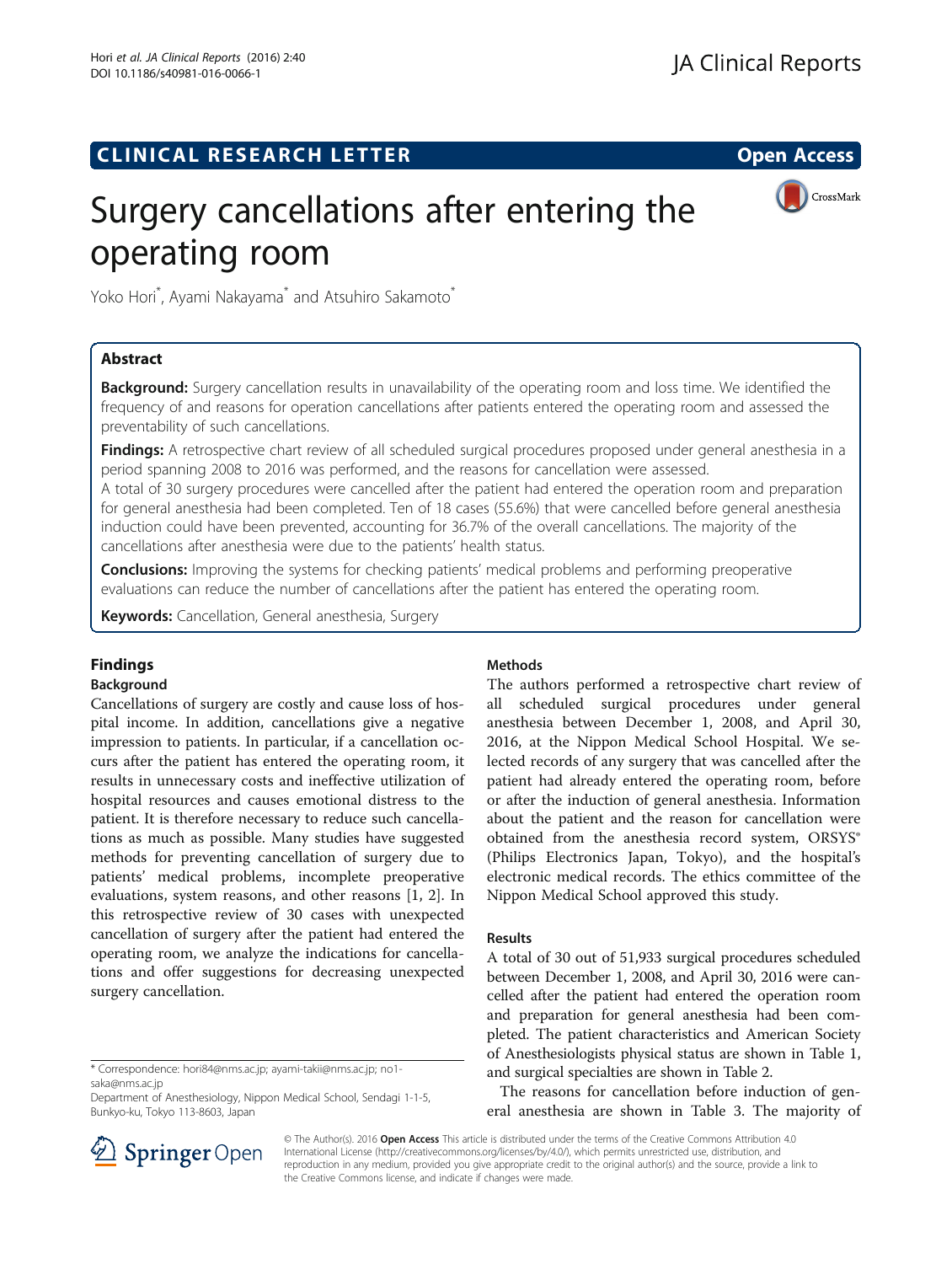CLINICAL RESEARCH LETTER

Open Access

# Surgery cancellations after entering the operating room

Yoko Hori*, Ayami Nakayama* and Atsuhiro Sakamoto*

## Abstract

**Background:** Surgery cancellation results in unavailability of the operating room and loss time. We identified the frequency of and reasons for operation cancellations after patients entered the operating room and assessed the preventability of such cancellations.

**Findings:** A retrospective chart review of all scheduled surgical procedures proposed under general anesthesia in a period spanning 2008 to 2016 was performed, and the reasons for cancellation were assessed.

A total of 30 surgery procedures were cancelled after the patient had entered the operation room and preparation for general anesthesia had been completed. Ten of 18 cases (55.6%) that were cancelled before general anesthesia induction could have been prevented, accounting for 36.7% of the overall cancellations. The majority of the cancellations after anesthesia were due to the patients' health status.

**Conclusions:** Improving the systems for checking patients' medical problems and performing preoperative evaluations can reduce the number of cancellations after the patient has entered the operating room.

**Keywords:** Cancellation, General anesthesia, Surgery

## Findings

### Background

Cancellations of surgery are costly and cause loss of hospital income. In addition, cancellations give a negative impression to patients. In particular, if a cancellation occurs after the patient has entered the operating room, it results in unnecessary costs and ineffective utilization of hospital resources and causes emotional distress to the patient. It is therefore necessary to reduce such cancellations as much as possible. Many studies have suggested methods for preventing cancellation of surgery due to patients' medical problems, incomplete preoperative evaluations, system reasons, and other reasons [1, 2]. In this retrospective review of 30 cases with unexpected cancellation of surgery after the patient had entered the operating room, we analyze the indications for cancellations and offer suggestions for decreasing unexpected surgery cancellation.

### Methods

The authors performed a retrospective chart review of all scheduled surgical procedures under general anesthesia between December 1, 2008, and April 30, 2016, at the Nippon Medical School Hospital. We selected records of any surgery that was cancelled after the patient had already entered the operating room, before or after the induction of general anesthesia. Information about the patient and the reason for cancellation were obtained from the anesthesia record system, ORSYS® (Philips Electronics Japan, Tokyo), and the hospital's electronic medical records. The ethics committee of the Nippon Medical School approved this study.

### Results

A total of 30 out of 51,933 surgical procedures scheduled between December 1, 2008, and April 30, 2016 were cancelled after the patient had entered the operation room and preparation for general anesthesia had been completed. The patient characteristics and American Society of Anesthesiologists physical status are shown in Table 1, and surgical specialties are shown in Table 2.

The reasons for cancellation before induction of general anesthesia are shown in Table 3. The majority of

\* Correspondence: hori84@nms.ac.jp; ayami-takii@nms.ac.jp; no1-saka@nms.ac.jp

Department of Anesthesiology, Nippon Medical School, Sendagi 1-1-5, Bunkyo-ku, Tokyo 113-8603, Japan

© The Author(s). 2016 **Open Access** This article is distributed under the terms of the Creative Commons Attribution 4.0 International License (http://creativecommons.org/licenses/by/4.0/), which permits unrestricted use, distribution, and reproduction in any medium, provided you give appropriate credit to the original author(s) and the source, provide a link to the Creative Commons license, and indicate if changes were made.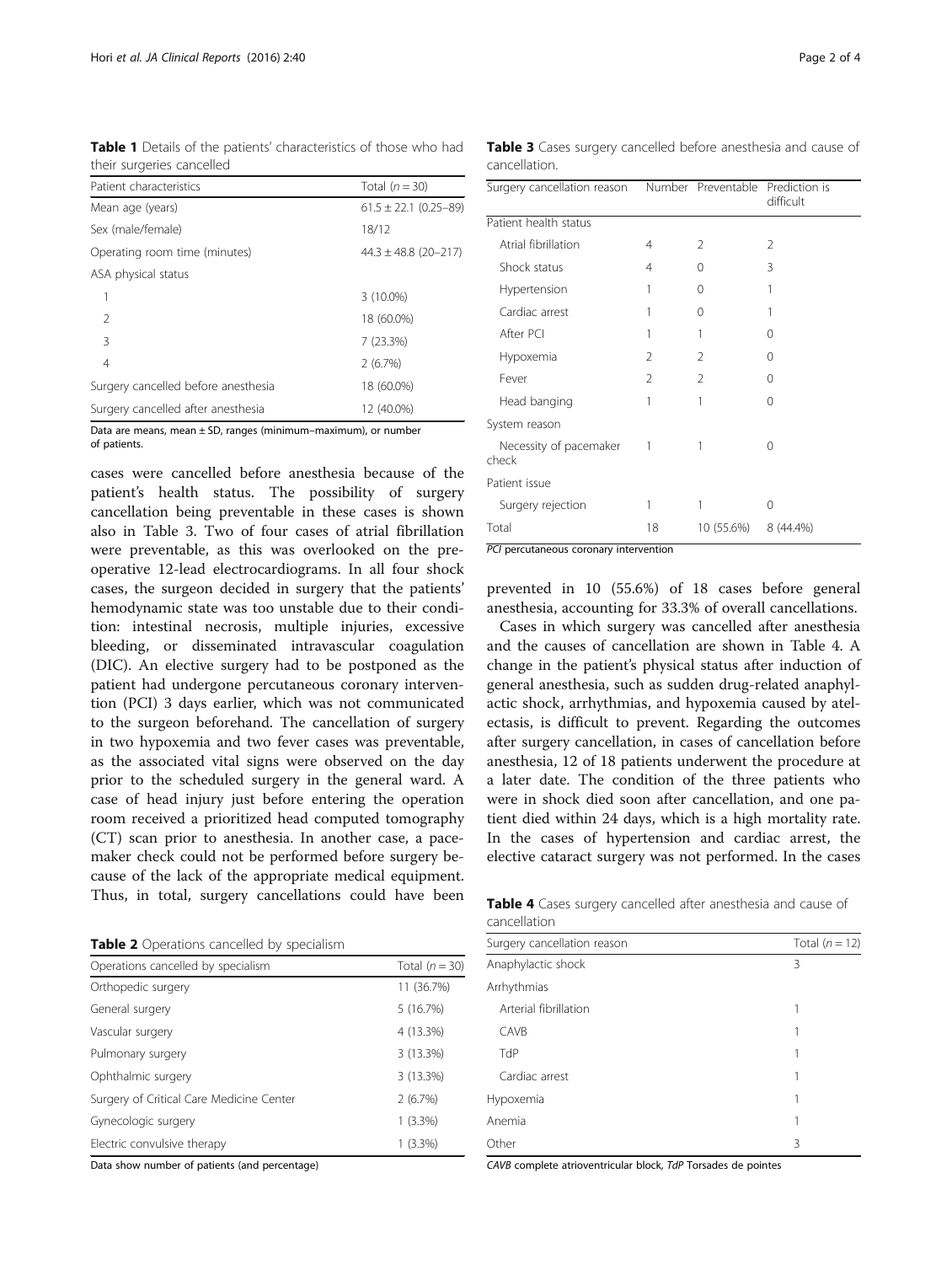**Table 1** Details of the patients' characteristics of those who had their surgeries cancelled

| Patient characteristics | Total ($n = 30$) |
|---|---|
| Mean age (years) | 61.5 ± 22.1 (0.25–89) |
| Sex (male/female) | 18/12 |
| Operating room time (minutes) | 44.3 ± 48.8 (20–217) |
| ASA physical status | |
| 1 | 3 (10.0%) |
| 2 | 18 (60.0%) |
| 3 | 7 (23.3%) |
| 4 | 2 (6.7%) |
| Surgery cancelled before anesthesia | 18 (60.0%) |
| Surgery cancelled after anesthesia | 12 (40.0%) |

Data are means, mean ± SD, ranges (minimum–maximum), or number of patients.

cases were cancelled before anesthesia because of the patient's health status. The possibility of surgery cancellation being preventable in these cases is shown also in Table 3. Two of four cases of atrial fibrillation were preventable, as this was overlooked on the preoperative 12-lead electrocardiograms. In all four shock cases, the surgeon decided in surgery that the patients' hemodynamic state was too unstable due to their condition: intestinal necrosis, multiple injuries, excessive bleeding, or disseminated intravascular coagulation (DIC). An elective surgery had to be postponed as the patient had undergone percutaneous coronary intervention (PCI) 3 days earlier, which was not communicated to the surgeon beforehand. The cancellation of surgery in two hypoxemia and two fever cases was preventable, as the associated vital signs were observed on the day prior to the scheduled surgery in the general ward. A case of head injury just before entering the operation room received a prioritized head computed tomography (CT) scan prior to anesthesia. In another case, a pacemaker check could not be performed before surgery because of the lack of the appropriate medical equipment. Thus, in total, surgery cancellations could have been prevented in 10 (55.6%) of 18 cases before general anesthesia, accounting for 33.3% of overall cancellations.

**Table 2** Operations cancelled by specialism

| Operations cancelled by specialism | Total ($n = 30$) |
|---|---|
| Orthopedic surgery | 11 (36.7%) |
| General surgery | 5 (16.7%) |
| Vascular surgery | 4 (13.3%) |
| Pulmonary surgery | 3 (13.3%) |
| Ophthalmic surgery | 3 (13.3%) |
| Surgery of Critical Care Medicine Center | 2 (6.7%) |
| Gynecologic surgery | 1 (3.3%) |
| Electric convulsive therapy | 1 (3.3%) |

Data show number of patients (and percentage)

**Table 3** Cases surgery cancelled before anesthesia and cause of cancellation.

| Surgery cancellation reason | Number | Preventable | Prediction is difficult |
|---|---|---|---|
| Patient health status | | | |
| Atrial fibrillation | 4 | 2 | 2 |
| Shock status | 4 | 0 | 3 |
| Hypertension | 1 | 0 | 1 |
| Cardiac arrest | 1 | 0 | 1 |
| After PCI | 1 | 1 | 0 |
| Hypoxemia | 2 | 2 | 0 |
| Fever | 2 | 2 | 0 |
| Head banging | 1 | 1 | 0 |
| System reason | | | |
| Necessity of pacemaker check | 1 | 1 | 0 |
| Patient issue | | | |
| Surgery rejection | 1 | 1 | 0 |
| Total | 18 | 10 (55.6%) | 8 (44.4%) |

*PCI* percutaneous coronary intervention

Cases in which surgery was cancelled after anesthesia and the causes of cancellation are shown in Table 4. A change in the patient's physical status after induction of general anesthesia, such as sudden drug-related anaphylactic shock, arrhythmias, and hypoxemia caused by atelectasis, is difficult to prevent. Regarding the outcomes after surgery cancellation, in cases of cancellation before anesthesia, 12 of 18 patients underwent the procedure at a later date. The condition of the three patients who were in shock died soon after cancellation, and one patient died within 24 days, which is a high mortality rate. In the cases of hypertension and cardiac arrest, the elective cataract surgery was not performed. In the cases

**Table 4** Cases surgery cancelled after anesthesia and cause of cancellation

| Surgery cancellation reason | Total ($n = 12$) |
|---|---|
| Anaphylactic shock | 3 |
| Arrhythmias | |
| Arterial fibrillation | 1 |
| CAVB | 1 |
| TdP | 1 |
| Cardiac arrest | 1 |
| Hypoxemia | 1 |
| Anemia | 1 |
| Other | 3 |

*CAVB* complete atrioventricular block, *TdP* Torsades de pointes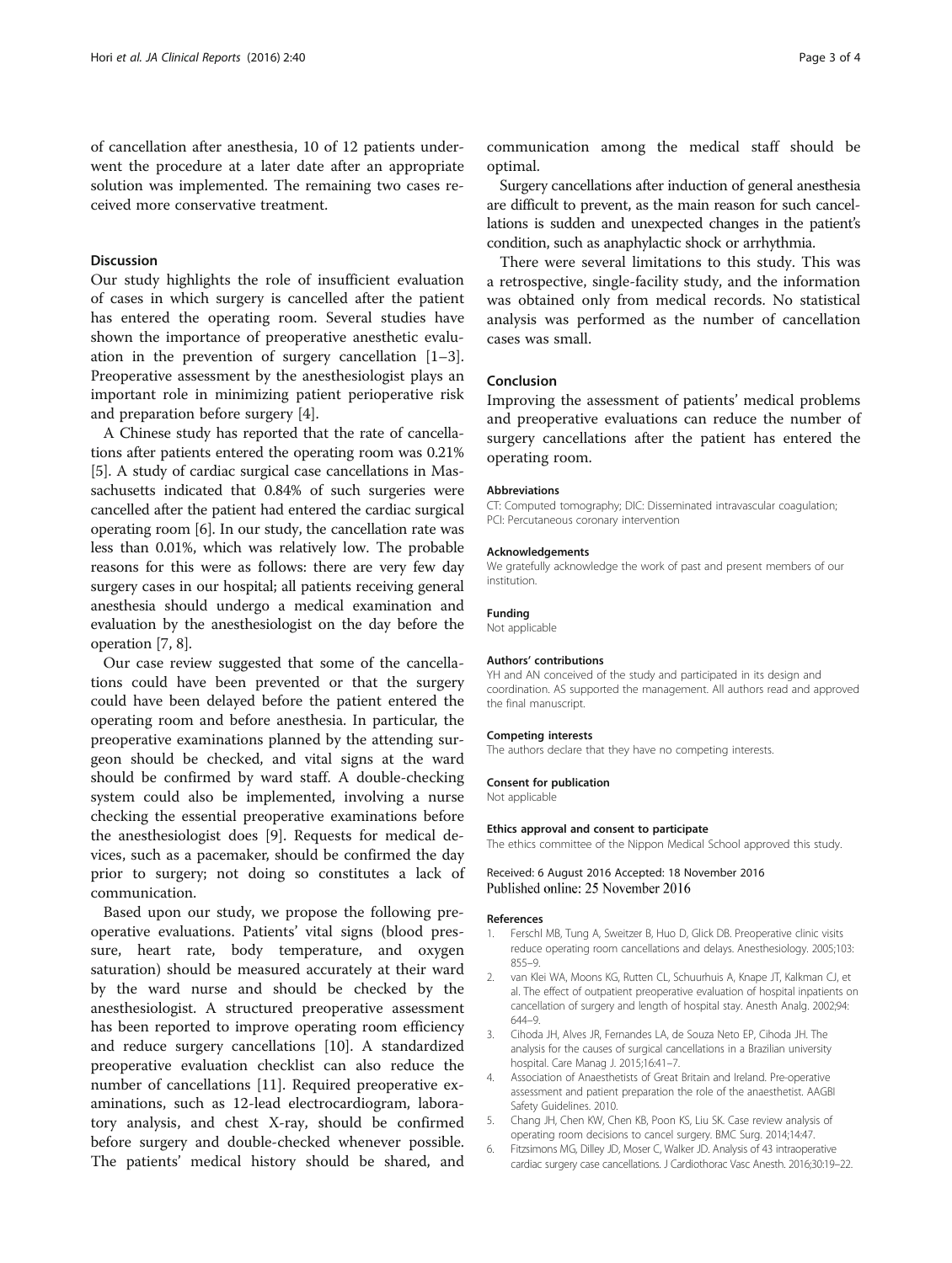of cancellation after anesthesia, 10 of 12 patients underwent the procedure at a later date after an appropriate solution was implemented. The remaining two cases received more conservative treatment.

## Discussion

Our study highlights the role of insufficient evaluation of cases in which surgery is cancelled after the patient has entered the operating room. Several studies have shown the importance of preoperative anesthetic evaluation in the prevention of surgery cancellation [1–3]. Preoperative assessment by the anesthesiologist plays an important role in minimizing patient perioperative risk and preparation before surgery [4].

A Chinese study has reported that the rate of cancellations after patients entered the operating room was 0.21% [5]. A study of cardiac surgical case cancellations in Massachusetts indicated that 0.84% of such surgeries were cancelled after the patient had entered the cardiac surgical operating room [6]. In our study, the cancellation rate was less than 0.01%, which was relatively low. The probable reasons for this were as follows: there are very few day surgery cases in our hospital; all patients receiving general anesthesia should undergo a medical examination and evaluation by the anesthesiologist on the day before the operation [7, 8].

Our case review suggested that some of the cancellations could have been prevented or that the surgery could have been delayed before the patient entered the operating room and before anesthesia. In particular, the preoperative examinations planned by the attending surgeon should be checked, and vital signs at the ward should be confirmed by ward staff. A double-checking system could also be implemented, involving a nurse checking the essential preoperative examinations before the anesthesiologist does [9]. Requests for medical devices, such as a pacemaker, should be confirmed the day prior to surgery; not doing so constitutes a lack of communication.

Based upon our study, we propose the following preoperative evaluations. Patients' vital signs (blood pressure, heart rate, body temperature, and oxygen saturation) should be measured accurately at their ward by the ward nurse and should be checked by the anesthesiologist. A structured preoperative assessment has been reported to improve operating room efficiency and reduce surgery cancellations [10]. A standardized preoperative evaluation checklist can also reduce the number of cancellations [11]. Required preoperative examinations, such as 12-lead electrocardiogram, laboratory analysis, and chest X-ray, should be confirmed before surgery and double-checked whenever possible. The patients' medical history should be shared, and communication among the medical staff should be optimal.

Surgery cancellations after induction of general anesthesia are difficult to prevent, as the main reason for such cancellations is sudden and unexpected changes in the patient's condition, such as anaphylactic shock or arrhythmia.

There were several limitations to this study. This was a retrospective, single-facility study, and the information was obtained only from medical records. No statistical analysis was performed as the number of cancellation cases was small.

## Conclusion

Improving the assessment of patients' medical problems and preoperative evaluations can reduce the number of surgery cancellations after the patient has entered the operating room.

#### Abbreviations

CT: Computed tomography; DIC: Disseminated intravascular coagulation; PCI: Percutaneous coronary intervention

#### Acknowledgements

We gratefully acknowledge the work of past and present members of our institution.

#### Funding

Not applicable

#### Authors' contributions

YH and AN conceived of the study and participated in its design and coordination. AS supported the management. All authors read and approved the final manuscript.

#### Competing interests

The authors declare that they have no competing interests.

#### Consent for publication

Not applicable

#### Ethics approval and consent to participate

The ethics committee of the Nippon Medical School approved this study.

Received: 6 August 2016 Accepted: 18 November 2016
Published online: 25 November 2016

#### References

1. Ferschl MB, Tung A, Sweitzer B, Huo D, Glick DB. Preoperative clinic visits reduce operating room cancellations and delays. Anesthesiology. 2005;103:855–9.
2. van Klei WA, Moons KG, Rutten CL, Schuurhuis A, Knape JT, Kalkman CJ, et al. The effect of outpatient preoperative evaluation of hospital inpatients on cancellation of surgery and length of hospital stay. Anesth Analg. 2002;94:644–9.
3. Cihoda JH, Alves JR, Fernandes LA, de Souza Neto EP, Cihoda JH. The analysis for the causes of surgical cancellations in a Brazilian university hospital. Care Manag J. 2015;16:41–7.
4. Association of Anaesthetists of Great Britain and Ireland. Pre-operative assessment and patient preparation the role of the anaesthetist. AAGBI Safety Guidelines. 2010.
5. Chang JH, Chen KW, Chen KB, Poon KS, Liu SK. Case review analysis of operating room decisions to cancel surgery. BMC Surg. 2014;14:47.
6. Fitzsimons MG, Dilley JD, Moser C, Walker JD. Analysis of 43 intraoperative cardiac surgery case cancellations. J Cardiothorac Vasc Anesth. 2016;30:19–22.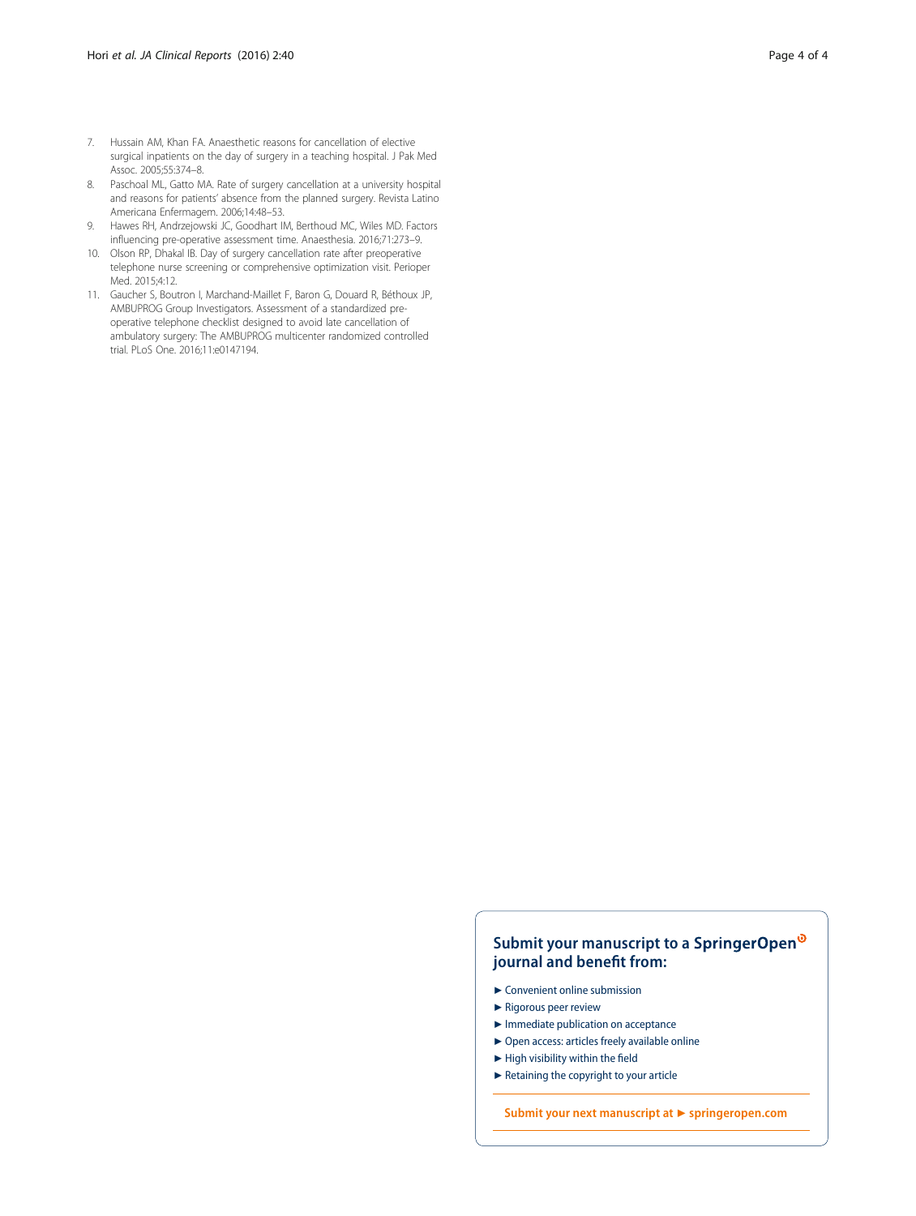7. Hussain AM, Khan FA. Anaesthetic reasons for cancellation of elective surgical inpatients on the day of surgery in a teaching hospital. J Pak Med Assoc. 2005;55:374–8.
8. Paschoal ML, Gatto MA. Rate of surgery cancellation at a university hospital and reasons for patients' absence from the planned surgery. Revista Latino Americana Enfermagem. 2006;14:48–53.
9. Hawes RH, Andrzejowski JC, Goodhart IM, Berthoud MC, Wiles MD. Factors influencing pre-operative assessment time. Anaesthesia. 2016;71:273–9.
10. Olson RP, Dhakal IB. Day of surgery cancellation rate after preoperative telephone nurse screening or comprehensive optimization visit. Perioper Med. 2015;4:12.
11. Gaucher S, Boutron I, Marchand-Maillet F, Baron G, Douard R, Béthoux JP, AMBUPROG Group Investigators. Assessment of a standardized pre-operative telephone checklist designed to avoid late cancellation of ambulatory surgery: The AMBUPROG multicenter randomized controlled trial. PLoS One. 2016;11:e0147194.

**Submit your manuscript to a SpringerOpen journal and benefit from:**

- ► Convenient online submission
- ► Rigorous peer review
- ► Immediate publication on acceptance
- ► Open access: articles freely available online
- ► High visibility within the field
- ► Retaining the copyright to your article

**Submit your next manuscript at ► springeropen.com**